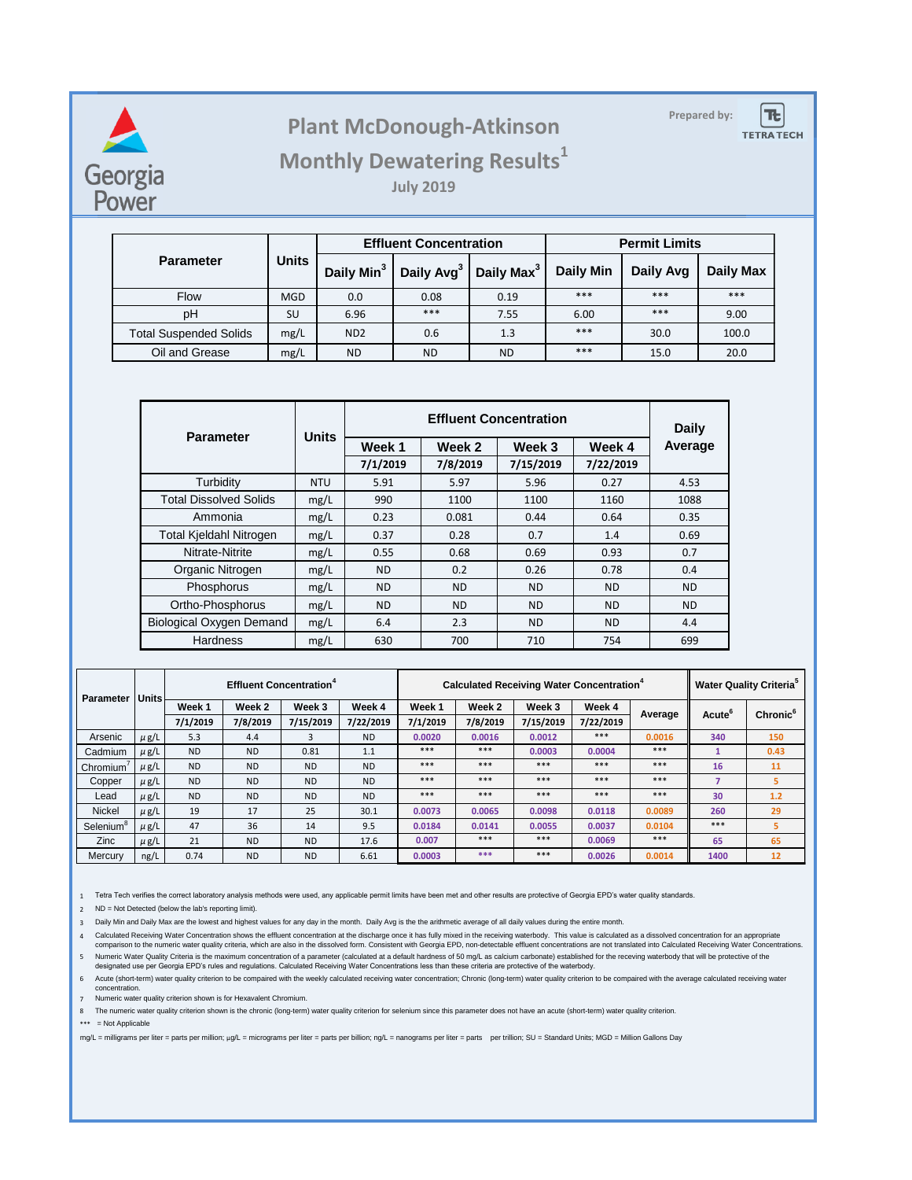# Plant McDonough-Atkinson

## Monthly Dewatering Results[1]

### July 2019

Prepared by: TETRA TECH

| Parameter | Units | Effluent Concentration | | | Permit Limits | | |
|---|---|---|---|---|---|---|---|
| | | Daily Min[3] | Daily Avg[3] | Daily Max[3] | Daily Min | Daily Avg | Daily Max |
| Flow | MGD | 0.0 | 0.08 | 0.19 | *** | *** | *** |
| pH | SU | 6.96 | *** | 7.55 | 6.00 | *** | 9.00 |
| Total Suspended Solids | mg/L | ND2 | 0.6 | 1.3 | *** | 30.0 | 100.0 |
| Oil and Grease | mg/L | ND | ND | ND | *** | 15.0 | 20.0 |

| Parameter | Units | Effluent Concentration | | | | Daily Average |
|---|---|---|---|---|---|---|
| | | Week 1 | Week 2 | Week 3 | Week 4 | |
| | | 7/1/2019 | 7/8/2019 | 7/15/2019 | 7/22/2019 | |
| Turbidity | NTU | 5.91 | 5.97 | 5.96 | 0.27 | 4.53 |
| Total Dissolved Solids | mg/L | 990 | 1100 | 1100 | 1160 | 1088 |
| Ammonia | mg/L | 0.23 | 0.081 | 0.44 | 0.64 | 0.35 |
| Total Kjeldahl Nitrogen | mg/L | 0.37 | 0.28 | 0.7 | 1.4 | 0.69 |
| Nitrate-Nitrite | mg/L | 0.55 | 0.68 | 0.69 | 0.93 | 0.7 |
| Organic Nitrogen | mg/L | ND | 0.2 | 0.26 | 0.78 | 0.4 |
| Phosphorus | mg/L | ND | ND | ND | ND | ND |
| Ortho-Phosphorus | mg/L | ND | ND | ND | ND | ND |
| Biological Oxygen Demand | mg/L | 6.4 | 2.3 | ND | ND | 4.4 |
| Hardness | mg/L | 630 | 700 | 710 | 754 | 699 |

| Parameter | Units | Effluent Concentration[4] | | | | Calculated Receiving Water Concentration[4] | | | | | Water Quality Criteria[5] | |
|---|---|---|---|---|---|---|---|---|---|---|---|---|
| | | Week 1 | Week 2 | Week 3 | Week 4 | Week 1 | Week 2 | Week 3 | Week 4 | Average | Acute[6] | Chronic[6] |
| | | 7/1/2019 | 7/8/2019 | 7/15/2019 | 7/22/2019 | 7/1/2019 | 7/8/2019 | 7/15/2019 | 7/22/2019 | | | |
| Arsenic | μg/L | 5.3 | 4.4 | 3 | ND | 0.0020 | 0.0016 | 0.0012 | *** | 0.0016 | 340 | 150 |
| Cadmium | μg/L | ND | ND | 0.81 | 1.1 | *** | *** | 0.0003 | 0.0004 | *** | 1 | 0.43 |
| Chromium[7] | μg/L | ND | ND | ND | ND | *** | *** | *** | *** | *** | 16 | 11 |
| Copper | μg/L | ND | ND | ND | ND | *** | *** | *** | *** | *** | 7 | 5 |
| Lead | μg/L | ND | ND | ND | ND | *** | *** | *** | *** | *** | 30 | 1.2 |
| Nickel | μg/L | 19 | 17 | 25 | 30.1 | 0.0073 | 0.0065 | 0.0098 | 0.0118 | 0.0089 | 260 | 29 |
| Selenium[8] | μg/L | 47 | 36 | 14 | 9.5 | 0.0184 | 0.0141 | 0.0055 | 0.0037 | 0.0104 | *** | 5 |
| Zinc | μg/L | 21 | ND | ND | 17.6 | 0.007 | *** | *** | 0.0069 | *** | 65 | 65 |
| Mercury | ng/L | 0.74 | ND | ND | 6.61 | 0.0003 | *** | *** | 0.0026 | 0.0014 | 1400 | 12 |

1 Tetra Tech verifies the correct laboratory analysis methods were used, any applicable permit limits have been met and other results are protective of Georgia EPD's water quality standards.

2 ND = Not Detected (below the lab's reporting limit).

3 Daily Min and Daily Max are the lowest and highest values for any day in the month. Daily Avg is the the arithmetic average of all daily values during the entire month.

4 Calculated Receiving Water Concentration shows the effluent concentration at the discharge once it has fully mixed in the receiving waterbody. This value is calculated as a dissolved concentration for an appropriate comparison to the numeric water quality criteria, which are also in the dissolved form. Consistent with Georgia EPD, non-detectable effluent concentrations are not translated into Calculated Receiving Water Concentrations.

5 Numeric Water Quality Criteria is the maximum concentration of a parameter (calculated at a default hardness of 50 mg/L as calcium carbonate) established for the receving waterbody that will be protective of the designated use per Georgia EPD's rules and regulations. Calculated Receiving Water Concentrations less than these criteria are protective of the waterbody.

6 Acute (short-term) water quality criterion to be compaired with the weekly calculated receiving water concentration; Chronic (long-term) water quality criterion to be compared with the average calculated receiving water concentration.

7 Numeric water quality criterion shown is for Hexavalent Chromium.

8 The numeric water quality criterion shown is the chronic (long-term) water quality criterion for selenium since this parameter does not have an acute (short-term) water quality criterion.

*** = Not Applicable

mg/L = milligrams per liter = parts per million; μg/L = micrograms per liter = parts per billion; ng/L = nanograms per liter = parts per trillion; SU = Standard Units; MGD = Million Gallons Day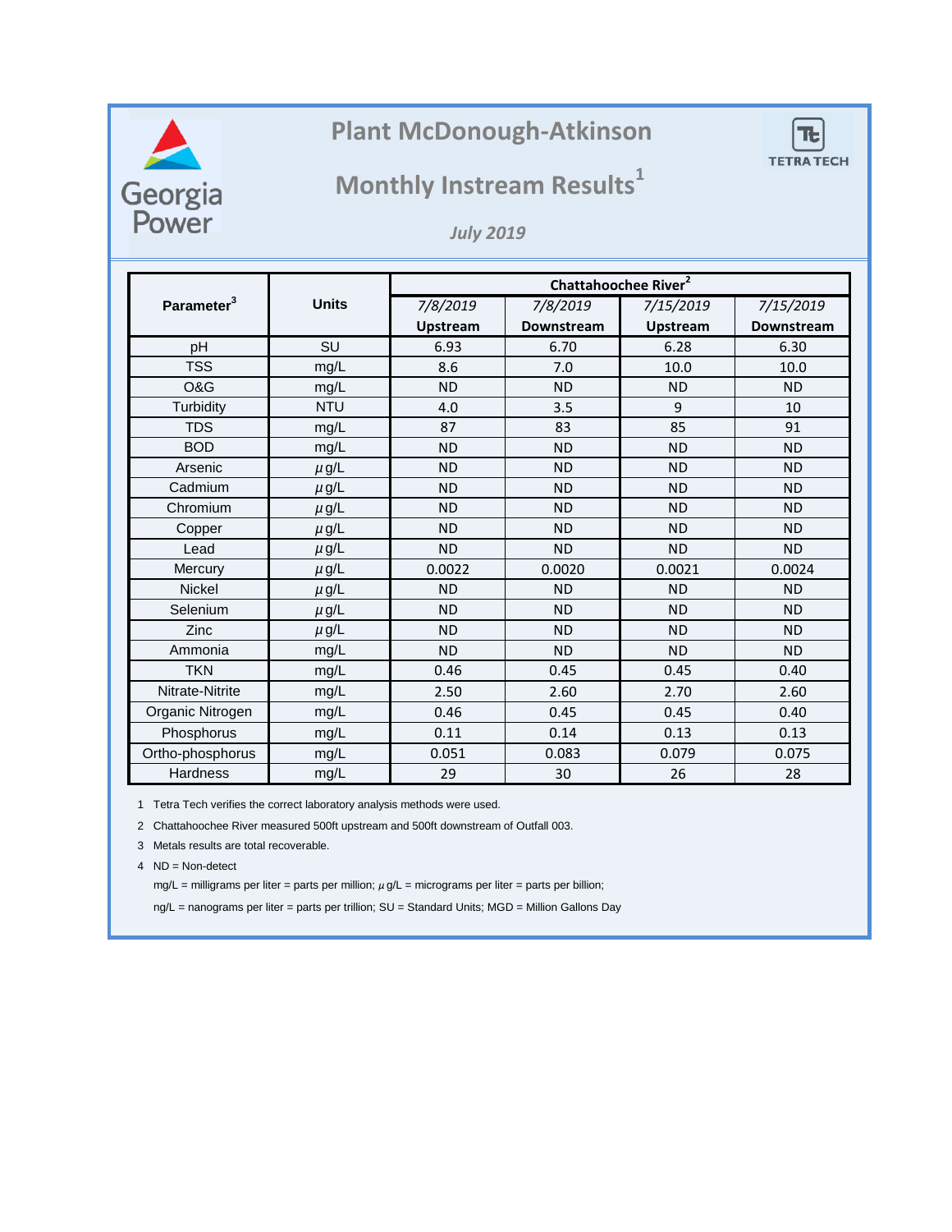# Plant McDonough-Atkinson

## Monthly Instream Results[1]

*July 2019*

| Parameter[3] | Units | Chattahoochee River[2] | | | |
|---|---|---|---|---|---|
| | | *7/8/2019* **Upstream** | *7/8/2019* **Downstream** | *7/15/2019* **Upstream** | *7/15/2019* **Downstream** |
| pH | SU | 6.93 | 6.70 | 6.28 | 6.30 |
| TSS | mg/L | 8.6 | 7.0 | 10.0 | 10.0 |
| O&G | mg/L | ND | ND | ND | ND |
| Turbidity | NTU | 4.0 | 3.5 | 9 | 10 |
| TDS | mg/L | 87 | 83 | 85 | 91 |
| BOD | mg/L | ND | ND | ND | ND |
| Arsenic | μg/L | ND | ND | ND | ND |
| Cadmium | μg/L | ND | ND | ND | ND |
| Chromium | μg/L | ND | ND | ND | ND |
| Copper | μg/L | ND | ND | ND | ND |
| Lead | μg/L | ND | ND | ND | ND |
| Mercury | μg/L | 0.0022 | 0.0020 | 0.0021 | 0.0024 |
| Nickel | μg/L | ND | ND | ND | ND |
| Selenium | μg/L | ND | ND | ND | ND |
| Zinc | μg/L | ND | ND | ND | ND |
| Ammonia | mg/L | ND | ND | ND | ND |
| TKN | mg/L | 0.46 | 0.45 | 0.45 | 0.40 |
| Nitrate-Nitrite | mg/L | 2.50 | 2.60 | 2.70 | 2.60 |
| Organic Nitrogen | mg/L | 0.46 | 0.45 | 0.45 | 0.40 |
| Phosphorus | mg/L | 0.11 | 0.14 | 0.13 | 0.13 |
| Ortho-phosphorus | mg/L | 0.051 | 0.083 | 0.079 | 0.075 |
| Hardness | mg/L | 29 | 30 | 26 | 28 |

1 Tetra Tech verifies the correct laboratory analysis methods were used.

2 Chattahoochee River measured 500ft upstream and 500ft downstream of Outfall 003.

3 Metals results are total recoverable.

4 ND = Non-detect

mg/L = milligrams per liter = parts per million; μg/L = micrograms per liter = parts per billion;

ng/L = nanograms per liter = parts per trillion; SU = Standard Units; MGD = Million Gallons Day